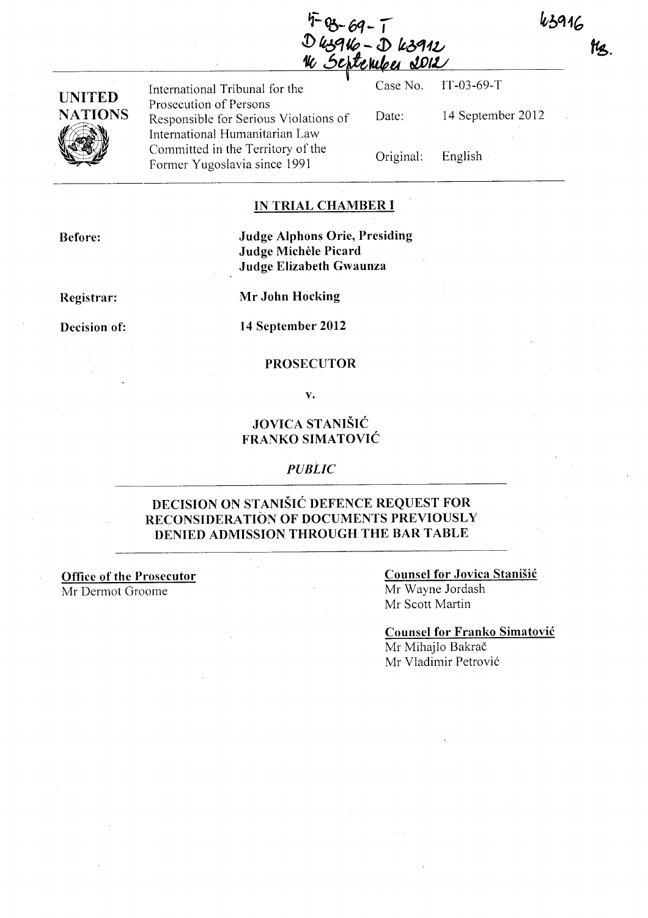IT-03-69-T
D 43916 - D 43912
14 September 2012

43916

| UNITED NATIONS | International Tribunal for the Prosecution of Persons Responsible for Serious Violations of International Humanitarian Law Committed in the Territory of the Former Yugoslavia since 1991 | Case No. | IT-03-69-T |
|---|---|---|---|
| | | Date: | 14 September 2012 |
| | | Original: | English |

## IN TRIAL CHAMBER I

**Before:** **Judge Alphons Orie, Presiding**
**Judge Michèle Picard**
**Judge Elizabeth Gwaunza**

**Registrar:** **Mr John Hocking**

**Decision of:** **14 September 2012**

**PROSECUTOR**

**v.**

**JOVICA STANIŠIĆ**
**FRANKO SIMATOVIĆ**

***PUBLIC***

## DECISION ON STANIŠIĆ DEFENCE REQUEST FOR RECONSIDERATION OF DOCUMENTS PREVIOUSLY DENIED ADMISSION THROUGH THE BAR TABLE

**Office of the Prosecutor**
Mr Dermot Groome

**Counsel for Jovica Stanišić**
Mr Wayne Jordash
Mr Scott Martin

**Counsel for Franko Simatović**
Mr Mihajlo Bakrač
Mr Vladimir Petrović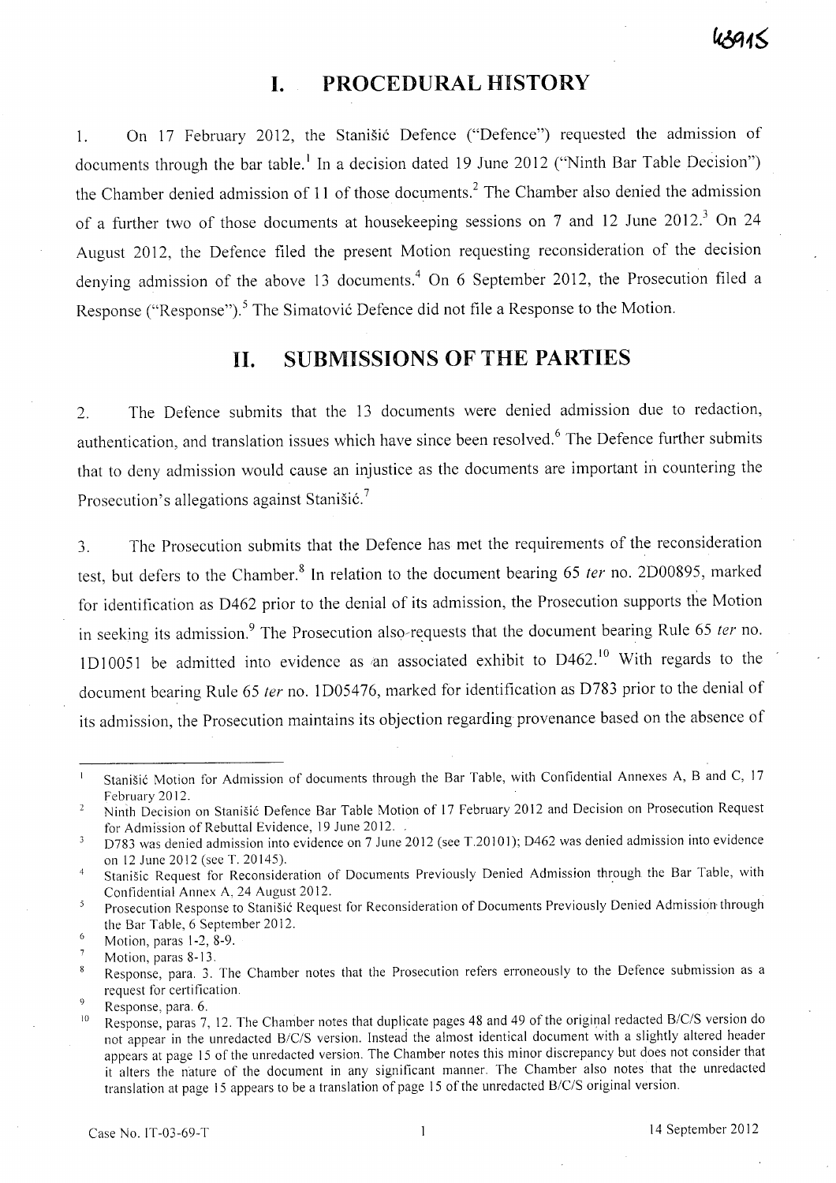# I. PROCEDURAL HISTORY

1. On 17 February 2012, the Stanišić Defence ("Defence") requested the admission of documents through the bar table.[1] In a decision dated 19 June 2012 ("Ninth Bar Table Decision") the Chamber denied admission of 11 of those documents.[2] The Chamber also denied the admission of a further two of those documents at housekeeping sessions on 7 and 12 June 2012.[3] On 24 August 2012, the Defence filed the present Motion requesting reconsideration of the decision denying admission of the above 13 documents.[4] On 6 September 2012, the Prosecution filed a Response ("Response").[5] The Simatović Defence did not file a Response to the Motion.

# II. SUBMISSIONS OF THE PARTIES

2. The Defence submits that the 13 documents were denied admission due to redaction, authentication, and translation issues which have since been resolved.[6] The Defence further submits that to deny admission would cause an injustice as the documents are important in countering the Prosecution's allegations against Stanišić.[7]

3. The Prosecution submits that the Defence has met the requirements of the reconsideration test, but defers to the Chamber.[8] In relation to the document bearing 65 *ter* no. 2D00895, marked for identification as D462 prior to the denial of its admission, the Prosecution supports the Motion in seeking its admission.[9] The Prosecution also requests that the document bearing Rule 65 *ter* no. 1D10051 be admitted into evidence as an associated exhibit to D462.[10] With regards to the document bearing Rule 65 *ter* no. 1D05476, marked for identification as D783 prior to the denial of its admission, the Prosecution maintains its objection regarding provenance based on the absence of

---

[1] Stanišić Motion for Admission of documents through the Bar Table, with Confidential Annexes A, B and C, 17 February 2012.

[2] Ninth Decision on Stanišić Defence Bar Table Motion of 17 February 2012 and Decision on Prosecution Request for Admission of Rebuttal Evidence, 19 June 2012.

[3] D783 was denied admission into evidence on 7 June 2012 (see T.20101); D462 was denied admission into evidence on 12 June 2012 (see T. 20145).

[4] Stanišic Request for Reconsideration of Documents Previously Denied Admission through the Bar Table, with Confidential Annex A, 24 August 2012.

[5] Prosecution Response to Stanišić Request for Reconsideration of Documents Previously Denied Admission through the Bar Table, 6 September 2012.

[6] Motion, paras 1-2, 8-9.

[7] Motion, paras 8-13.

[8] Response, para. 3. The Chamber notes that the Prosecution refers erroneously to the Defence submission as a request for certification.

[9] Response, para. 6.

[10] Response, paras 7, 12. The Chamber notes that duplicate pages 48 and 49 of the original redacted B/C/S version do not appear in the unredacted B/C/S version. Instead the almost identical document with a slightly altered header appears at page 15 of the unredacted version. The Chamber notes this minor discrepancy but does not consider that it alters the nature of the document in any significant manner. The Chamber also notes that the unredacted translation at page 15 appears to be a translation of page 15 of the unredacted B/C/S original version.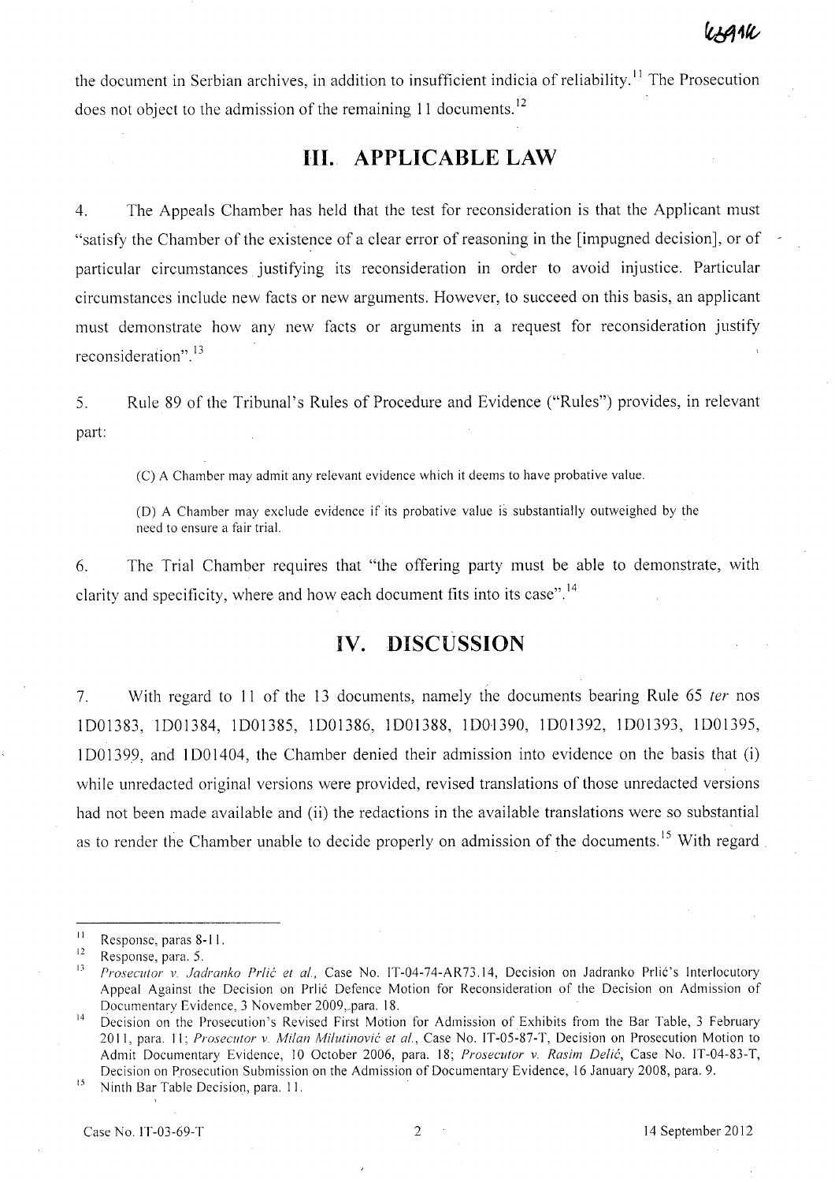the document in Serbian archives, in addition to insufficient indicia of reliability.[11] The Prosecution does not object to the admission of the remaining 11 documents.[12]

## III. APPLICABLE LAW

4. The Appeals Chamber has held that the test for reconsideration is that the Applicant must "satisfy the Chamber of the existence of a clear error of reasoning in the [impugned decision], or of particular circumstances justifying its reconsideration in order to avoid injustice. Particular circumstances include new facts or new arguments. However, to succeed on this basis, an applicant must demonstrate how any new facts or arguments in a request for reconsideration justify reconsideration".[13]

5. Rule 89 of the Tribunal's Rules of Procedure and Evidence ("Rules") provides, in relevant part:

> (C) A Chamber may admit any relevant evidence which it deems to have probative value.
>
> (D) A Chamber may exclude evidence if its probative value is substantially outweighed by the need to ensure a fair trial.

6. The Trial Chamber requires that "the offering party must be able to demonstrate, with clarity and specificity, where and how each document fits into its case".[14]

## IV. DISCUSSION

7. With regard to 11 of the 13 documents, namely the documents bearing Rule 65 *ter* nos 1D01383, 1D01384, 1D01385, 1D01386, 1D01388, 1D01390, 1D01392, 1D01393, 1D01395, 1D01399, and 1D01404, the Chamber denied their admission into evidence on the basis that (i) while unredacted original versions were provided, revised translations of those unredacted versions had not been made available and (ii) the redactions in the available translations were so substantial as to render the Chamber unable to decide properly on admission of the documents.[15] With regard

---

[11] Response, paras 8-11.

[12] Response, para. 5.

[13] *Prosecutor v. Jadranko Prlić et al.*, Case No. IT-04-74-AR73.14, Decision on Jadranko Prlić's Interlocutory Appeal Against the Decision on Prlić Defence Motion for Reconsideration of the Decision on Admission of Documentary Evidence, 3 November 2009, para. 18.

[14] Decision on the Prosecution's Revised First Motion for Admission of Exhibits from the Bar Table, 3 February 2011, para. 11; *Prosecutor v. Milan Milutinović et al.*, Case No. IT-05-87-T, Decision on Prosecution Motion to Admit Documentary Evidence, 10 October 2006, para. 18; *Prosecutor v. Rasim Delić*, Case No. IT-04-83-T, Decision on Prosecution Submission on the Admission of Documentary Evidence, 16 January 2008, para. 9.

[15] Ninth Bar Table Decision, para. 11.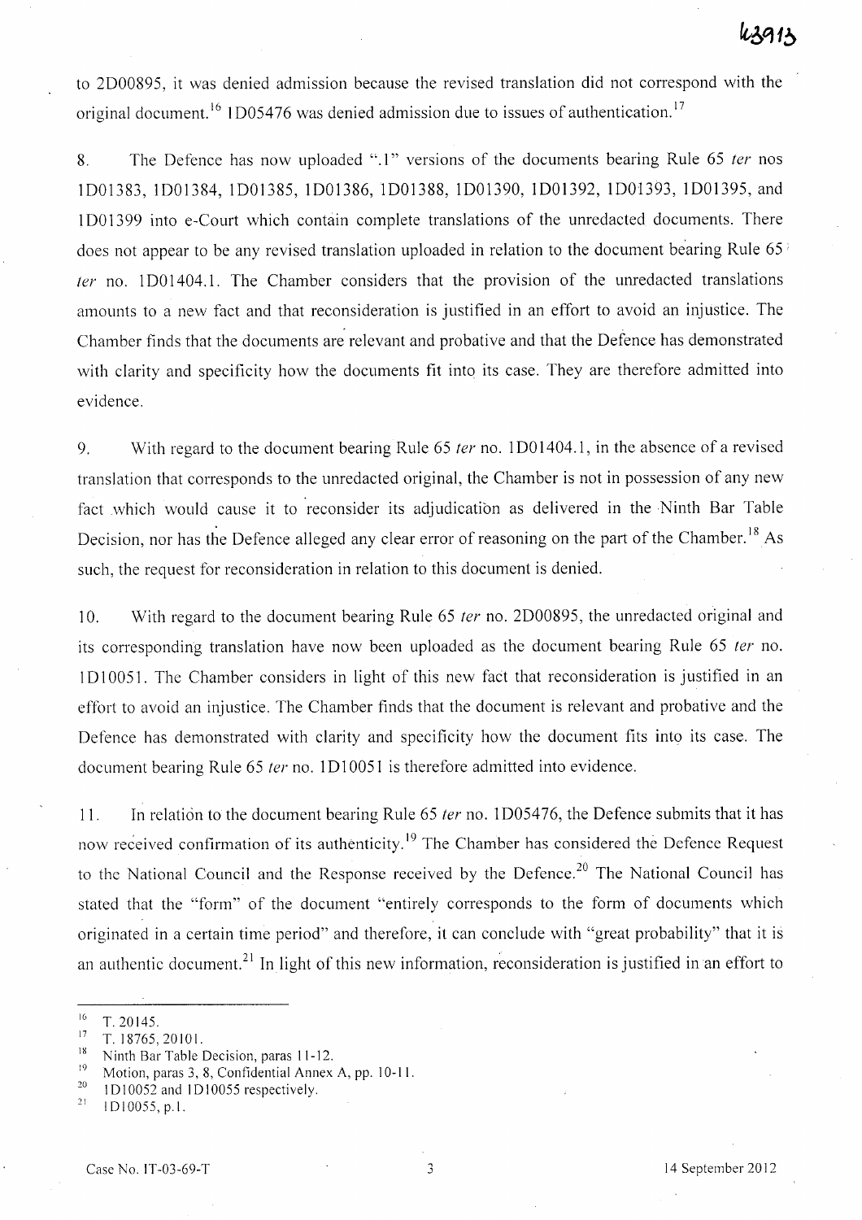to 2D00895, it was denied admission because the revised translation did not correspond with the original document.[16] 1D05476 was denied admission due to issues of authentication.[17]

8. The Defence has now uploaded ".1" versions of the documents bearing Rule 65 *ter* nos 1D01383, 1D01384, 1D01385, 1D01386, 1D01388, 1D01390, 1D01392, 1D01393, 1D01395, and 1D01399 into e-Court which contain complete translations of the unredacted documents. There does not appear to be any revised translation uploaded in relation to the document bearing Rule 65 *ter* no. 1D01404.1. The Chamber considers that the provision of the unredacted translations amounts to a new fact and that reconsideration is justified in an effort to avoid an injustice. The Chamber finds that the documents are relevant and probative and that the Defence has demonstrated with clarity and specificity how the documents fit into its case. They are therefore admitted into evidence.

9. With regard to the document bearing Rule 65 *ter* no. 1D01404.1, in the absence of a revised translation that corresponds to the unredacted original, the Chamber is not in possession of any new fact which would cause it to reconsider its adjudication as delivered in the Ninth Bar Table Decision, nor has the Defence alleged any clear error of reasoning on the part of the Chamber.[18] As such, the request for reconsideration in relation to this document is denied.

10. With regard to the document bearing Rule 65 *ter* no. 2D00895, the unredacted original and its corresponding translation have now been uploaded as the document bearing Rule 65 *ter* no. 1D10051. The Chamber considers in light of this new fact that reconsideration is justified in an effort to avoid an injustice. The Chamber finds that the document is relevant and probative and the Defence has demonstrated with clarity and specificity how the document fits into its case. The document bearing Rule 65 *ter* no. 1D10051 is therefore admitted into evidence.

11. In relation to the document bearing Rule 65 *ter* no. 1D05476, the Defence submits that it has now received confirmation of its authenticity.[19] The Chamber has considered the Defence Request to the National Council and the Response received by the Defence.[20] The National Council has stated that the "form" of the document "entirely corresponds to the form of documents which originated in a certain time period" and therefore, it can conclude with "great probability" that it is an authentic document.[21] In light of this new information, reconsideration is justified in an effort to

---

[16] T. 20145.

[17] T. 18765, 20101.

[18] Ninth Bar Table Decision, paras 11-12.

[19] Motion, paras 3, 8, Confidential Annex A, pp. 10-11.

[20] 1D10052 and 1D10055 respectively.

[21] 1D10055, p.1.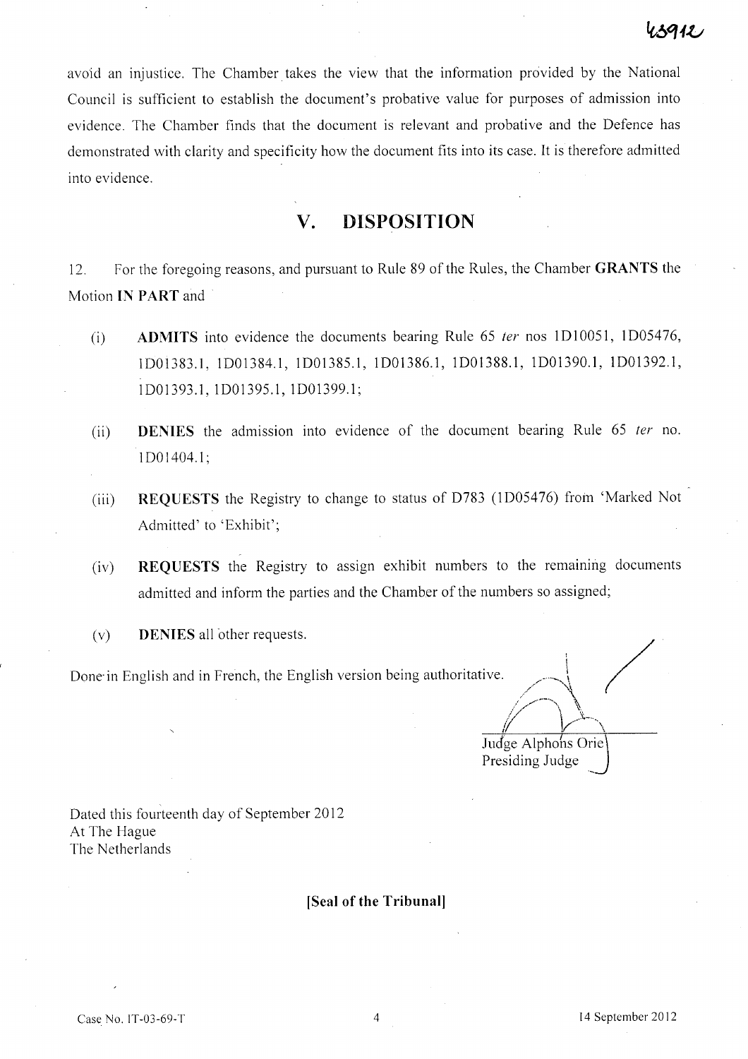avoid an injustice. The Chamber takes the view that the information provided by the National Council is sufficient to establish the document's probative value for purposes of admission into evidence. The Chamber finds that the document is relevant and probative and the Defence has demonstrated with clarity and specificity how the document fits into its case. It is therefore admitted into evidence.

## V. DISPOSITION

12. For the foregoing reasons, and pursuant to Rule 89 of the Rules, the Chamber **GRANTS** the Motion **IN PART** and

(i) **ADMITS** into evidence the documents bearing Rule 65 *ter* nos 1D10051, 1D05476, 1D01383.1, 1D01384.1, 1D01385.1, 1D01386.1, 1D01388.1, 1D01390.1, 1D01392.1, 1D01393.1, 1D01395.1, 1D01399.1;

(ii) **DENIES** the admission into evidence of the document bearing Rule 65 *ter* no. 1D01404.1;

(iii) **REQUESTS** the Registry to change to status of D783 (1D05476) from 'Marked Not Admitted' to 'Exhibit';

(iv) **REQUESTS** the Registry to assign exhibit numbers to the remaining documents admitted and inform the parties and the Chamber of the numbers so assigned;

(v) **DENIES** all other requests.

Done in English and in French, the English version being authoritative.

Judge Alphons Orie
Presiding Judge

Dated this fourteenth day of September 2012
At The Hague
The Netherlands

**[Seal of the Tribunal]**